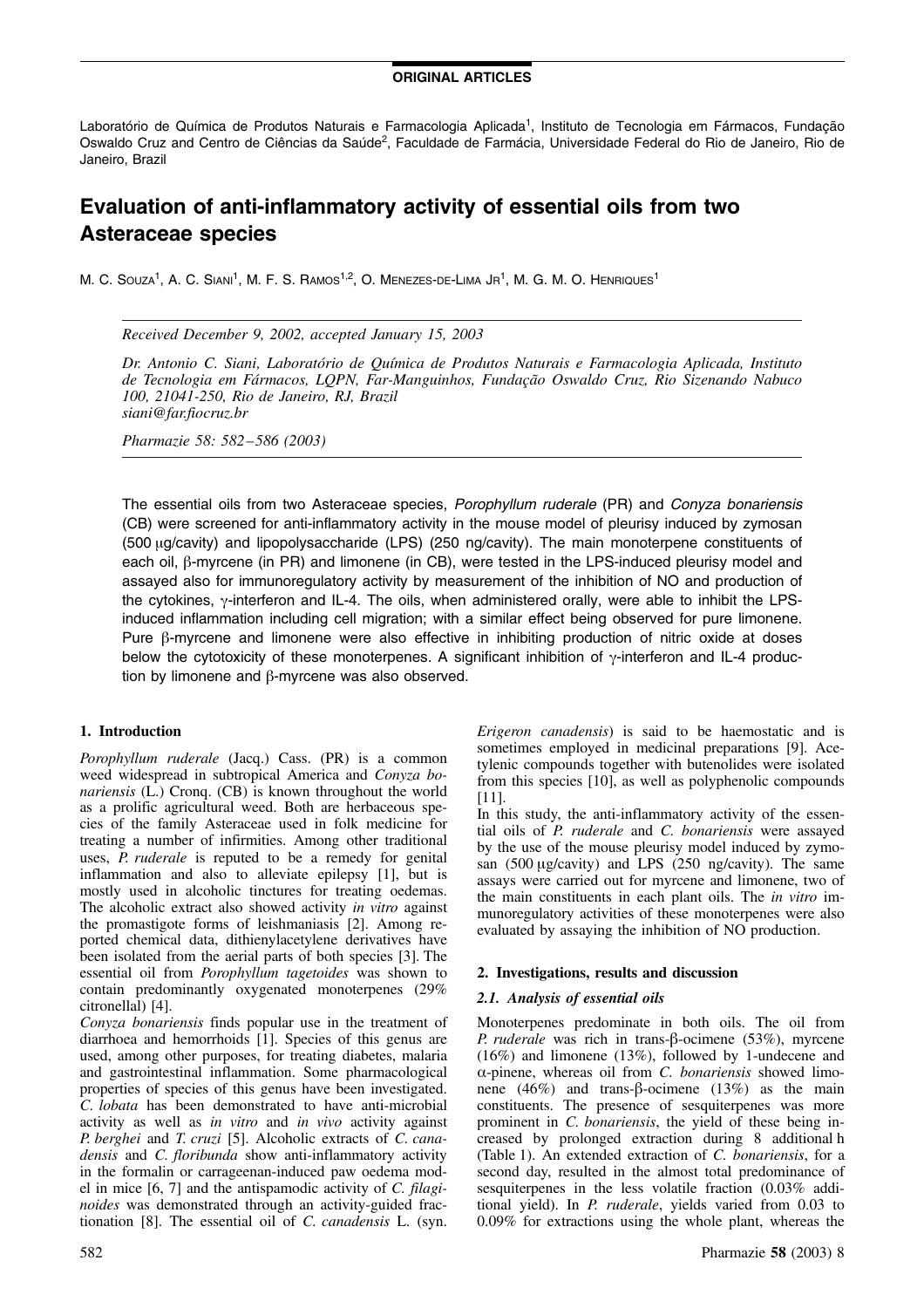ORIGINAL ARTICLES

Laboratório de Química de Produtos Naturais e Farmacologia Aplicada[1], Instituto de Tecnologia em Fármacos, Fundação Oswaldo Cruz and Centro de Ciências da Saúde[2], Faculdade de Farmácia, Universidade Federal do Rio de Janeiro, Rio de Janeiro, Brazil

# Evaluation of anti-inflammatory activity of essential oils from two Asteraceae species

M. C. Souza[1], A. C. Siani[1], M. F. S. Ramos[1,2], O. Menezes-de-Lima Jr[1], M. G. M. O. Henriques[1]

*Received December 9, 2002, accepted January 15, 2003*

*Dr. Antonio C. Siani, Laboratório de Química de Produtos Naturais e Farmacologia Aplicada, Instituto de Tecnologia em Fármacos, LQPN, Far-Manguinhos, Fundação Oswaldo Cruz, Rio Sizenando Nabuco 100, 21041-250, Rio de Janeiro, RJ, Brazil*
*siani@far.fiocruz.br*

*Pharmazie 58: 582–586 (2003)*

The essential oils from two Asteraceae species, *Porophyllum ruderale* (PR) and *Conyza bonariensis* (CB) were screened for anti-inflammatory activity in the mouse model of pleurisy induced by zymosan (500 μg/cavity) and lipopolysaccharide (LPS) (250 ng/cavity). The main monoterpene constituents of each oil, β-myrcene (in PR) and limonene (in CB), were tested in the LPS-induced pleurisy model and assayed also for immunoregulatory activity by measurement of the inhibition of NO and production of the cytokines, γ-interferon and IL-4. The oils, when administered orally, were able to inhibit the LPS-induced inflammation including cell migration; with a similar effect being observed for pure limonene. Pure β-myrcene and limonene were also effective in inhibiting production of nitric oxide at doses below the cytotoxicity of these monoterpenes. A significant inhibition of γ-interferon and IL-4 production by limonene and β-myrcene was also observed.

## 1. Introduction

*Porophyllum ruderale* (Jacq.) Cass. (PR) is a common weed widespread in subtropical America and *Conyza bonariensis* (L.) Cronq. (CB) is known throughout the world as a prolific agricultural weed. Both are herbaceous species of the family Asteraceae used in folk medicine for treating a number of infirmities. Among other traditional uses, *P. ruderale* is reputed to be a remedy for genital inflammation and also to alleviate epilepsy [1], but is mostly used in alcoholic tinctures for treating oedemas. The alcoholic extract also showed activity *in vitro* against the promastigote forms of leishmaniasis [2]. Among reported chemical data, dithienylacetylene derivatives have been isolated from the aerial parts of both species [3]. The essential oil from *Porophyllum tagetoides* was shown to contain predominantly oxygenated monoterpenes (29% citronellal) [4].

*Conyza bonariensis* finds popular use in the treatment of diarrhoea and hemorrhoids [1]. Species of this genus are used, among other purposes, for treating diabetes, malaria and gastrointestinal inflammation. Some pharmacological properties of species of this genus have been investigated. *C. lobata* has been demonstrated to have anti-microbial activity as well as *in vitro* and *in vivo* activity against *P. berghei* and *T. cruzi* [5]. Alcoholic extracts of *C. canadensis* and *C. floribunda* show anti-inflammatory activity in the formalin or carrageenan-induced paw oedema model in mice [6, 7] and the antispamodic activity of *C. filaginoides* was demonstrated through an activity-guided fractionation [8]. The essential oil of *C. canadensis* L. (syn. *Erigeron canadensis*) is said to be haemostatic and is sometimes employed in medicinal preparations [9]. Acetylenic compounds together with butenolides were isolated from this species [10], as well as polyphenolic compounds [11].

In this study, the anti-inflammatory activity of the essential oils of *P. ruderale* and *C. bonariensis* were assayed by the use of the mouse pleurisy model induced by zymosan (500 μg/cavity) and LPS (250 ng/cavity). The same assays were carried out for myrcene and limonene, two of the main constituents in each plant oils. The *in vitro* immunoregulatory activities of these monoterpenes were also evaluated by assaying the inhibition of NO production.

## 2. Investigations, results and discussion

### 2.1. Analysis of essential oils

Monoterpenes predominate in both oils. The oil from *P. ruderale* was rich in trans-β-ocimene (53%), myrcene (16%) and limonene (13%), followed by 1-undecene and α-pinene, whereas oil from *C. bonariensis* showed limonene (46%) and trans-β-ocimene (13%) as the main constituents. The presence of sesquiterpenes was more prominent in *C. bonariensis*, the yield of these being increased by prolonged extraction during 8 additional h (Table 1). An extended extraction of *C. bonariensis*, for a second day, resulted in the almost total predominance of sesquiterpenes in the less volatile fraction (0.03% additional yield). In *P. ruderale*, yields varied from 0.03 to 0.09% for extractions using the whole plant, whereas the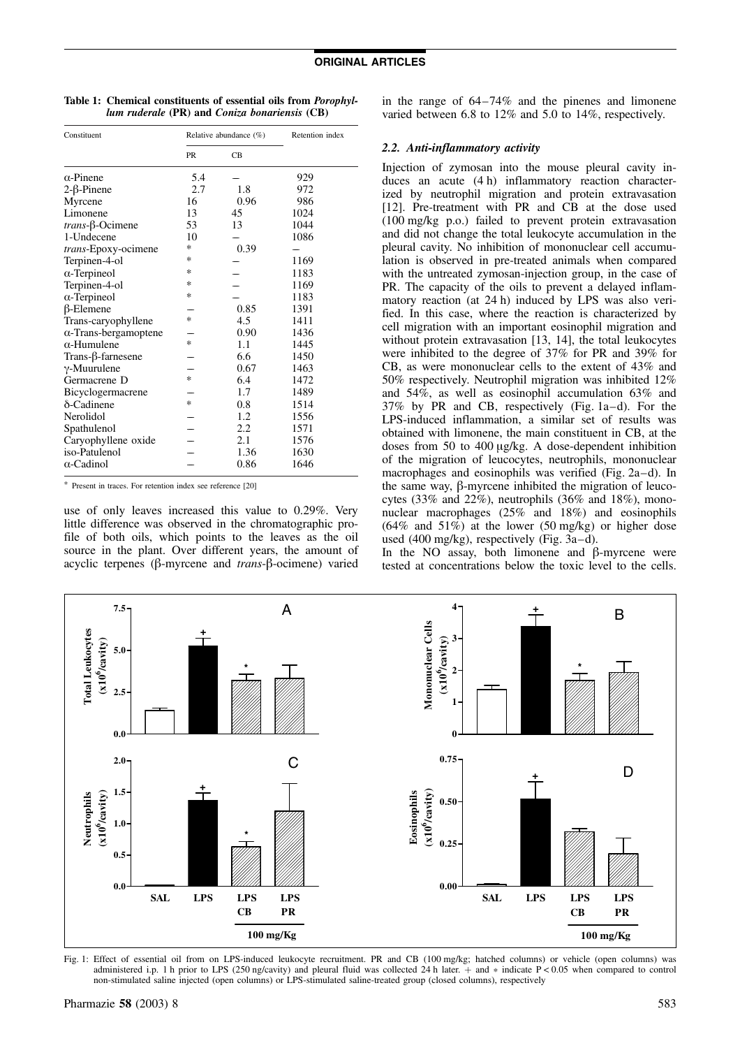**Table 1: Chemical constituents of essential oils from *Porophyllum ruderale* (PR) and *Coniza bonariensis* (CB)**

| Constituent | Relative abundance (%) | | Retention index |
|---|---|---|---|
| | PR | CB | |
| α-Pinene | 5.4 | – | 929 |
| 2-β-Pinene | 2.7 | 1.8 | 972 |
| Myrcene | 16 | 0.96 | 986 |
| Limonene | 13 | 45 | 1024 |
| *trans*-β-Ocimene | 53 | 13 | 1044 |
| 1-Undecene | 10 | – | 1086 |
| *trans*-Epoxy-ocimene | * | 0.39 | – |
| Terpinen-4-ol | * | – | 1169 |
| α-Terpineol | * | – | 1183 |
| Terpinen-4-ol | * | – | 1169 |
| α-Terpineol | * | – | 1183 |
| β-Elemene | – | 0.85 | 1391 |
| Trans-caryophyllene | * | 4.5 | 1411 |
| α-Trans-bergamoptene | – | 0.90 | 1436 |
| α-Humulene | * | 1.1 | 1445 |
| Trans-β-farnesene | – | 6.6 | 1450 |
| γ-Muurulene | – | 0.67 | 1463 |
| Germacrene D | * | 6.4 | 1472 |
| Bicyclogermacrene | – | 1.7 | 1489 |
| δ-Cadinene | * | 0.8 | 1514 |
| Nerolidol | – | 1.2 | 1556 |
| Spathulenol | – | 2.2 | 1571 |
| Caryophyllene oxide | – | 2.1 | 1576 |
| iso-Patulenol | – | 1.36 | 1630 |
| α-Cadinol | – | 0.86 | 1646 |

\* Present in traces. For retention index see reference [20]

use of only leaves increased this value to 0.29%. Very little difference was observed in the chromatographic profile of both oils, which points to the leaves as the oil source in the plant. Over different years, the amount of acyclic terpenes (β-myrcene and *trans*-β-ocimene) varied in the range of 64–74% and the pinenes and limonene varied between 6.8 to 12% and 5.0 to 14%, respectively.

### 2.2. Anti-inflammatory activity

Injection of zymosan into the mouse pleural cavity induces an acute (4 h) inflammatory reaction characterized by neutrophil migration and protein extravasation [12]. Pre-treatment with PR and CB at the dose used (100 mg/kg p.o.) failed to prevent protein extravasation and did not change the total leukocyte accumulation in the pleural cavity. No inhibition of mononuclear cell accumulation is observed in pre-treated animals when compared with the untreated zymosan-injection group, in the case of PR. The capacity of the oils to prevent a delayed inflammatory reaction (at 24 h) induced by LPS was also verified. In this case, where the reaction is characterized by cell migration with an important eosinophil migration and without protein extravasation [13, 14], the total leukocytes were inhibited to the degree of 37% for PR and 39% for CB, as were mononuclear cells to the extent of 43% and 50% respectively. Neutrophil migration was inhibited 12% and 54%, as well as eosinophil accumulation 63% and 37% by PR and CB, respectively (Fig. 1a–d). For the LPS-induced inflammation, a similar set of results was obtained with limonene, the main constituent in CB, at the doses from 50 to 400 μg/kg. A dose-dependent inhibition of the migration of leucocytes, neutrophils, mononuclear macrophages and eosinophils was verified (Fig. 2a–d). In the same way, β-myrcene inhibited the migration of leucocytes (33% and 22%), neutrophils (36% and 18%), mononuclear macrophages (25% and 18%) and eosinophils (64% and 51%) at the lower (50 mg/kg) or higher dose used (400 mg/kg), respectively (Fig. 3a–d).

In the NO assay, both limonene and β-myrcene were tested at concentrations below the toxic level to the cells.

Fig. 1: Effect of essential oil from on LPS-induced leukocyte recruitment. PR and CB (100 mg/kg; hatched columns) or vehicle (open columns) was administered i.p. 1 h prior to LPS (250 ng/cavity) and pleural fluid was collected 24 h later. + and * indicate $P < 0.05$ when compared to control non-stimulated saline injected (open columns) or LPS-stimulated saline-treated group (closed columns), respectively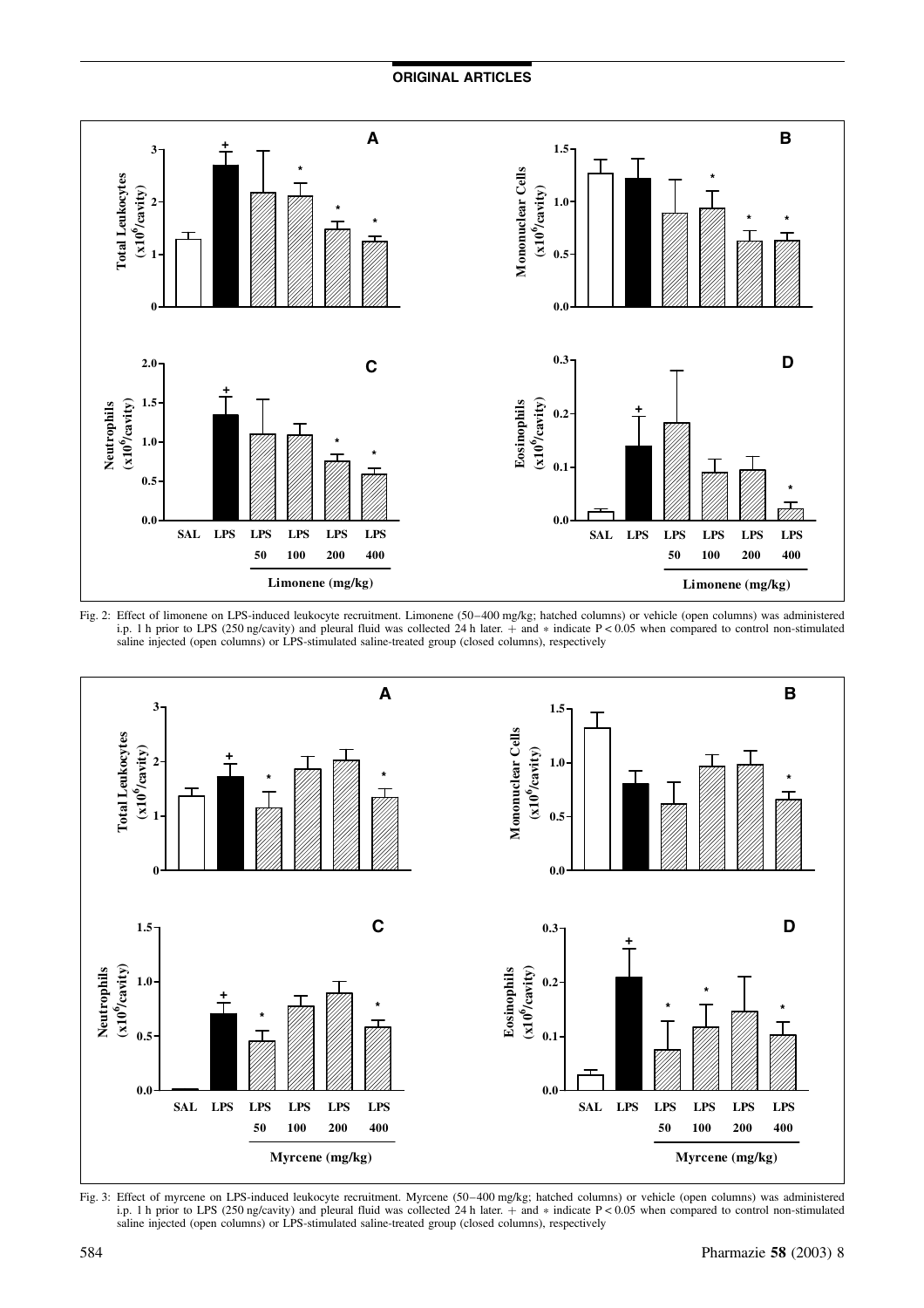Fig. 2: Effect of limonene on LPS-induced leukocyte recruitment. Limonene (50–400 mg/kg; hatched columns) or vehicle (open columns) was administered i.p. 1 h prior to LPS (250 ng/cavity) and pleural fluid was collected 24 h later. + and ∗ indicate P < 0.05 when compared to control non-stimulated saline injected (open columns) or LPS-stimulated saline-treated group (closed columns), respectively

Fig. 3: Effect of myrcene on LPS-induced leukocyte recruitment. Myrcene (50–400 mg/kg; hatched columns) or vehicle (open columns) was administered i.p. 1 h prior to LPS (250 ng/cavity) and pleural fluid was collected 24 h later. + and ∗ indicate P < 0.05 when compared to control non-stimulated saline injected (open columns) or LPS-stimulated saline-treated group (closed columns), respectively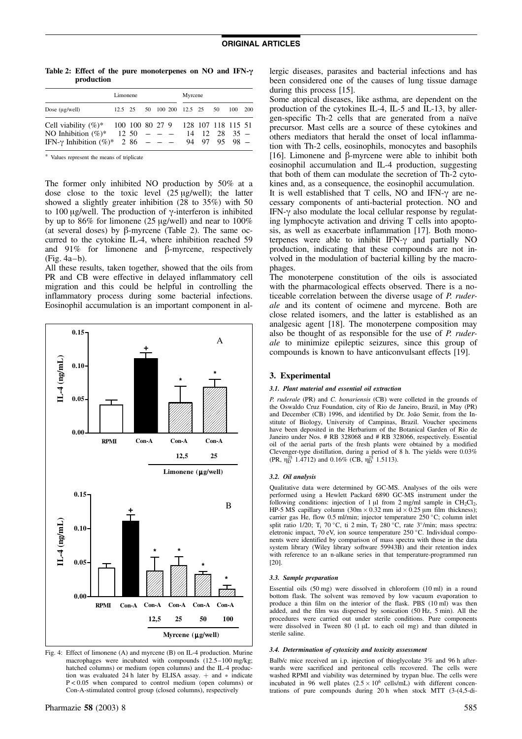**Table 2: Effect of the pure monoterpenes on NO and IFN-γ production**

| | Limonene | | | | | Myrcene | | | | |
|---|---|---|---|---|---|---|---|---|---|---|
| Dose (μg/well) | 12.5 | 25 | 50 | 100 | 200 | 12.5 | 25 | 50 | 100 | 200 |
| Cell viability (%)* | 100 | 100 | 80 | 27 | 9 | 128 | 107 | 118 | 115 | 51 |
| NO Inhibition (%)* | 12 | 50 | – | – | – | 14 | 12 | 28 | 35 | – |
| IFN-γ Inhibition (%)* | 2 | 86 | – | – | – | 94 | 97 | 95 | 98 | – |

* Values represent the means of triplicate

The former only inhibited NO production by 50% at a dose close to the toxic level (25 μg/well); the latter showed a slightly greater inhibition (28 to 35%) with 50 to 100 μg/well. The production of γ-interferon is inhibited by up to 86% for limonene (25 μg/well) and near to 100% (at several doses) by β-myrcene (Table 2). The same occurred to the cytokine IL-4, where inhibition reached 59 and 91% for limonene and β-myrcene, respectively (Fig. 4a–b).

All these results, taken together, showed that the oils from PR and CB were effective in delayed inflammatory cell migration and this could be helpful in controlling the inflammatory process during some bacterial infections. Eosinophil accumulation is an important component in allergic diseases, parasites and bacterial infections and has been considered one of the causes of lung tissue damage during this process [15].

Fig. 4: Effect of limonene (A) and myrcene (B) on IL-4 production. Murine macrophages were incubated with compounds (12.5–100 mg/kg; hatched columns) or medium (open columns) and the IL-4 production was evaluated 24 h later by ELISA assay. + and * indicate $P < 0.05$ when compared to control medium (open columns) or Con-A-stimulated control group (closed columns), respectively

Some atopical diseases, like asthma, are dependent on the production of the cytokines IL-4, IL-5 and IL-13, by allergen-specific Th-2 cells that are generated from a naïve precursor. Mast cells are a source of these cytokines and others mediators that herald the onset of local inflammation with Th-2 cells, eosinophils, monocytes and basophils [16]. Limonene and β-myrcene were able to inhibit both eosinophil accumulation and IL-4 production, suggesting that both of them can modulate the secretion of Th-2 cytokines and, as a consequence, the eosinophil accumulation.

It is well established that T cells, NO and IFN-γ are necessary components of anti-bacterial protection. NO and IFN-γ also modulate the local cellular response by regulating lymphocyte activation and driving T cells into apoptosis, as well as exacerbate inflammation [17]. Both monoterpenes were able to inhibit IFN-γ and partially NO production, indicating that these compounds are not involved in the modulation of bacterial killing by the macrophages.

The monoterpene constitution of the oils is associated with the pharmacological effects observed. There is a noticeable correlation between the diverse usage of *P. ruderale* and its content of ocimene and myrcene. Both are close related isomers, and the latter is established as an analgesic agent [18]. The monoterpene composition may also be thought of as responsible for the use of *P. ruderale* to minimize epileptic seizures, since this group of compounds is known to have anticonvulsant effects [19].

## 3. Experimental

### 3.1. Plant material and essential oil extraction

*P. ruderale* (PR) and *C. bonariensis* (CB) were colleted in the grounds of the Oswaldo Cruz Foundation, city of Rio de Janeiro, Brazil, in May (PR) and December (CB) 1996, and identified by Dr. João Semir, from the Institute of Biology, University of Campinas, Brazil. Voucher specimens have been deposited in the Herbarium of the Botanical Garden of Rio de Janeiro under Nos. # RB 328068 and # RB 328066, respectively. Essential oil of the aerial parts of the fresh plants were obtained by a modified Clevenger-type distillation, during a period of 8 h. The yields were 0.03% (PR, $\eta_D^{25}$ 1.4712) and 0.16% (CB, $\eta_D^{25}$ 1.5113).

### 3.2. Oil analysis

Qualitative data were determined by GC-MS. Analyses of the oils were performed using a Hewlett Packard 6890 GC-MS instrument under the following conditions: injection of 1 μl from 2 mg/ml sample in $CH_2Cl_2$, HP-5 MS capillary column (30m × 0.32 mm id × 0.25 μm film thickness); carrier gas He, flow 0.5 ml/min; injector temperature 250 °C; column inlet split ratio 1/20; $T_i$ 70 °C, ti 2 min, $T_f$ 280 °C, rate 3°/min; mass spectra: eletronic impact, 70 eV, ion source temperature 250 °C. Individual components were identified by comparison of mass spectra with those in the data system library (Wiley library software 59943B) and their retention index with reference to an n-alkane series in that temperature-programmed run [20].

### 3.3. Sample preparation

Essential oils (50 mg) were dissolved in chloroform (10 ml) in a round bottom flask. The solvent was removed by low vacuum evaporation to produce a thin film on the interior of the flask. PBS (10 ml) was then added, and the film was dispersed by sonication (50 Hz, 5 min). All the procedures were carried out under sterile conditions. Pure components were dissolved in Tween 80 (1 μL to each oil mg) and than diluted in sterile saline.

### 3.4. Determination of cytoxicity and toxicity assessment

Balb/c mice received an i.p. injection of thioglycolate 3% and 96 h afterwards were sacrificed and peritoneal cells recovered. The cells were washed RPMI and viability was determined by trypan blue. The cells were incubated in 96 well plates ($2.5 \times 10^6$ cells/mL) with different concentrations of pure compounds during 20 h when stock MTT (3-(4,5-di-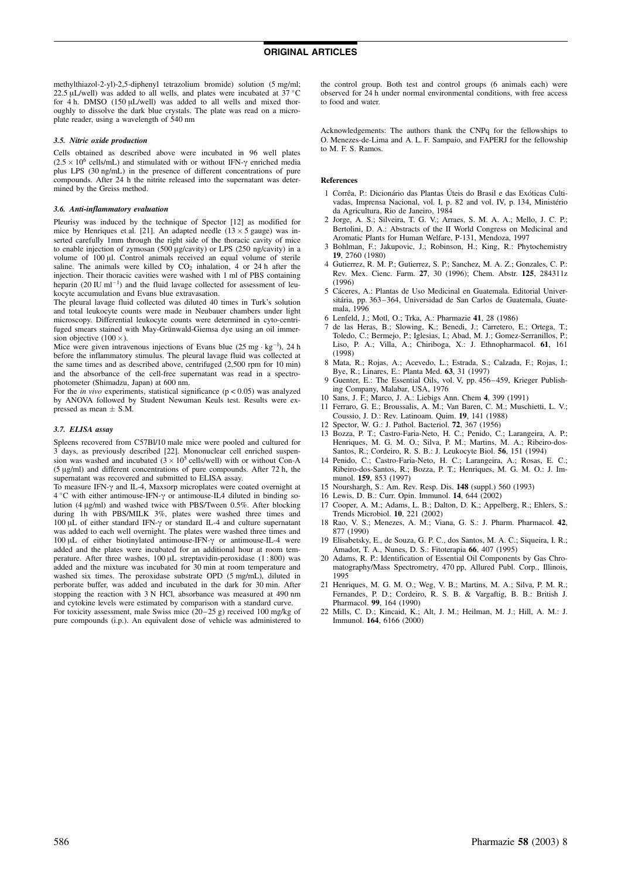methylthiazol-2-yl)-2,5-diphenyl tetrazolium bromide) solution (5 mg/ml; 22.5 μL/well) was added to all wells, and plates were incubated at 37 °C for 4 h. DMSO (150 μL/well) was added to all wells and mixed thoroughly to dissolve the dark blue crystals. The plate was read on a microplate reader, using a wavelength of 540 nm

### *3.5. Nitric oxide production*

Cells obtained as described above were incubated in 96 well plates ($2.5 \times 10^6$ cells/mL) and stimulated with or without IFN-γ enriched media plus LPS (30 ng/mL) in the presence of different concentrations of pure compounds. After 24 h the nitrite released into the supernatant was determined by the Greiss method.

### *3.6. Anti-inflammatory evaluation*

Pleurisy was induced by the technique of Spector [12] as modified for mice by Henriques et al. [21]. An adapted needle ($13 \times 5$ gauge) was inserted carefully 1mm through the right side of the thoracic cavity of mice to enable injection of zymosan (500 μg/cavity) or LPS (250 ng/cavity) in a volume of 100 μl. Control animals received an equal volume of sterile saline. The animals were killed by $CO_2$ inhalation, 4 or 24 h after the injection. Their thoracic cavities were washed with 1 ml of PBS containing heparin (20 IU $ml^{-1}$) and the fluid lavage collected for assessment of leukocyte accumulation and Evans blue extravasation.

The pleural lavage fluid collected was diluted 40 times in Turk's solution and total leukocyte counts were made in Neubauer chambers under light microscopy. Differential leukocyte counts were determined in cyto-centrifuged smears stained with May-Grünwald-Giemsa dye using an oil immersion objective (100 ×).

Mice were given intravenous injections of Evans blue (25 mg · $kg^{-1}$), 24 h before the inflammatory stimulus. The pleural lavage fluid was collected at the same times and as described above, centrifuged (2,500 rpm for 10 min) and the absorbance of the cell-free supernatant was read in a spectrophotometer (Shimadzu, Japan) at 600 nm.

For the *in vivo* experiments, statistical significance ($p < 0.05$) was analyzed by ANOVA followed by Student Newuman Keuls test. Results were expressed as mean ± S.M.

### *3.7. ELISA assay*

Spleens recovered from C57Bl/10 male mice were pooled and cultured for 3 days, as previously described [22]. Mononuclear cell enriched suspension was washed and incubated ($3 \times 10^5$ cells/well) with or without Con-A (5 μg/ml) and different concentrations of pure compounds. After 72 h, the supernatant was recovered and submitted to ELISA assay.

To measure IFN-γ and IL-4, Maxsorp microplates were coated overnight at 4 °C with either antimouse-IFN-γ or antimouse-IL4 diluted in binding solution (4 μg/ml) and washed twice with PBS/Tween 0.5%. After blocking during 1h with PBS/MILK 3%, plates were washed three times and 100 μL of either standard IFN-γ or standard IL-4 and culture supernatant was added to each well overnight. The plates were washed three times and 100 μL of either biotinylated antimouse-IFN-γ or antimouse-IL-4 were added and the plates were incubated for an additional hour at room temperature. After three washes, 100 μL streptavidin-peroxidase (1 : 800) was added and the mixture was incubated for 30 min at room temperature and washed six times. The peroxidase substrate OPD (5 mg/mL), diluted in perborate buffer, was added and incubated in the dark for 30 min. After stopping the reaction with 3 N HCl, absorbance was measured at 490 nm and cytokine levels were estimated by comparison with a standard curve.

For toxicity assessment, male Swiss mice (20–25 g) received 100 mg/kg of pure compounds (i.p.). An equivalent dose of vehicle was administered to the control group. Both test and control groups (6 animals each) were observed for 24 h under normal environmental conditions, with free access to food and water.

Acknowledgements: The authors thank the CNPq for the fellowships to O. Menezes-de-Lima and A. L. F. Sampaio, and FAPERJ for the fellowship to M. F. S. Ramos.

### References

1 Corrêa, P.: Dicionário das Plantas Úteis do Brasil e das Exóticas Cultivadas, Imprensa Nacional, vol. I, p. 82 and vol. IV, p. 134, Ministério da Agricultura, Rio de Janeiro, 1984
2 Jorge, A. S.; Silveira, T. G. V.; Arraes, S. M. A. A.; Mello, J. C. P.; Bertolini, D. A.: Abstracts of the II World Congress on Medicinal and Aromatic Plants for Human Welfare, P-131, Mendoza, 1997
3 Bohlman, F.; Jakupovic, J.; Robinson, H.; King, R.: Phytochemistry **19**, 2760 (1980)
4 Gutierrez, R. M. P.; Gutierrez, S. P.; Sanchez, M. A. Z.; Gonzales, C. P.: Rev. Mex. Cienc. Farm. **27**, 30 (1996); Chem. Abstr. **125**, 284311z (1996)
5 Cáceres, A.: Plantas de Uso Medicinal en Guatemala. Editorial Universitária, pp. 363–364, Universidad de San Carlos de Guatemala, Guatemala, 1996
6 Lenfeld, J.; Motl, O.; Trka, A.: Pharmazie **41**, 28 (1986)
7 de las Heras, B.; Slowing, K.; Benedi, J.; Carretero, E.; Ortega, T.; Toledo, C.; Bermejo, P.; Iglesias, I.; Abad, M. J.; Gomez-Serranillos, P.; Liso, P. A.; Villa, A.; Chiriboga, X.: J. Ethnopharmacol. **61**, 161 (1998)
8 Mata, R.; Rojas, A.; Acevedo, L.; Estrada, S.; Calzada, F.; Rojas, I.; Bye, R.; Linares, E.: Planta Med. **63**, 31 (1997)
9 Guenter, E.: The Essential Oils, vol. V, pp. 456–459, Krieger Publishing Company, Malabar, USA, 1976
10 Sans, J. F.; Marco, J. A.: Liebigs Ann. Chem **4**, 399 (1991)
11 Ferraro, G. E.; Broussalis, A. M.; Van Baren, C. M.; Muschietti, L. V.; Coussio, J. D.: Rev. Latinoam. Quim. **19**, 141 (1988)
12 Spector, W. G.: J. Pathol. Bacteriol. **72**, 367 (1956)
13 Bozza, P. T.; Castro-Faria-Neto, H. C.; Penido, C.; Larangeira, A. P.; Henriques, M. G. M. O.; Silva, P. M.; Martins, M. A.; Ribeiro-dos-Santos, R.; Cordeiro, R. S. B.: J. Leukocyte Biol. **56**, 151 (1994)
14 Penido, C.; Castro-Faria-Neto, H. C.; Larangeira, A.; Rosas, E. C.; Ribeiro-dos-Santos, R.; Bozza, P. T.; Henriques, M. G. M. O.: J. Immunol. **159**, 853 (1997)
15 Nourshargh, S.: Am. Rev. Resp. Dis. **148** (suppl.) 560 (1993)
16 Lewis, D. B.: Curr. Opin. Immunol. **14**, 644 (2002)
17 Cooper, A. M.; Adams, L. B.; Dalton, D. K.; Appelberg, R.; Ehlers, S.: Trends Microbiol. **10**, 221 (2002)
18 Rao, V. S.; Menezes, A. M.; Viana, G. S.: J. Pharm. Pharmacol. **42**, 877 (1990)
19 Elisabetsky, E., de Souza, G. P. C., dos Santos, M. A. C.; Siqueira, I. R.; Amador, T. A., Nunes, D. S.: Fitoterapia **66**, 407 (1995)
20 Adams, R. P.: Identification of Essential Oil Components by Gas Chromatography/Mass Spectrometry, 470 pp, Allured Publ. Corp., Illinois, 1995
21 Henriques, M. G. M. O.; Weg, V. B.; Martins, M. A.; Silva, P. M. R.; Fernandes, P. D.; Cordeiro, R. S. B. & Vargaftig, B. B.: British J. Pharmacol. **99**, 164 (1990)
22 Mills, C. D.; Kincaid, K.; Alt, J. M.; Heilman, M. J.; Hill, A. M.: J. Immunol. **164**, 6166 (2000)